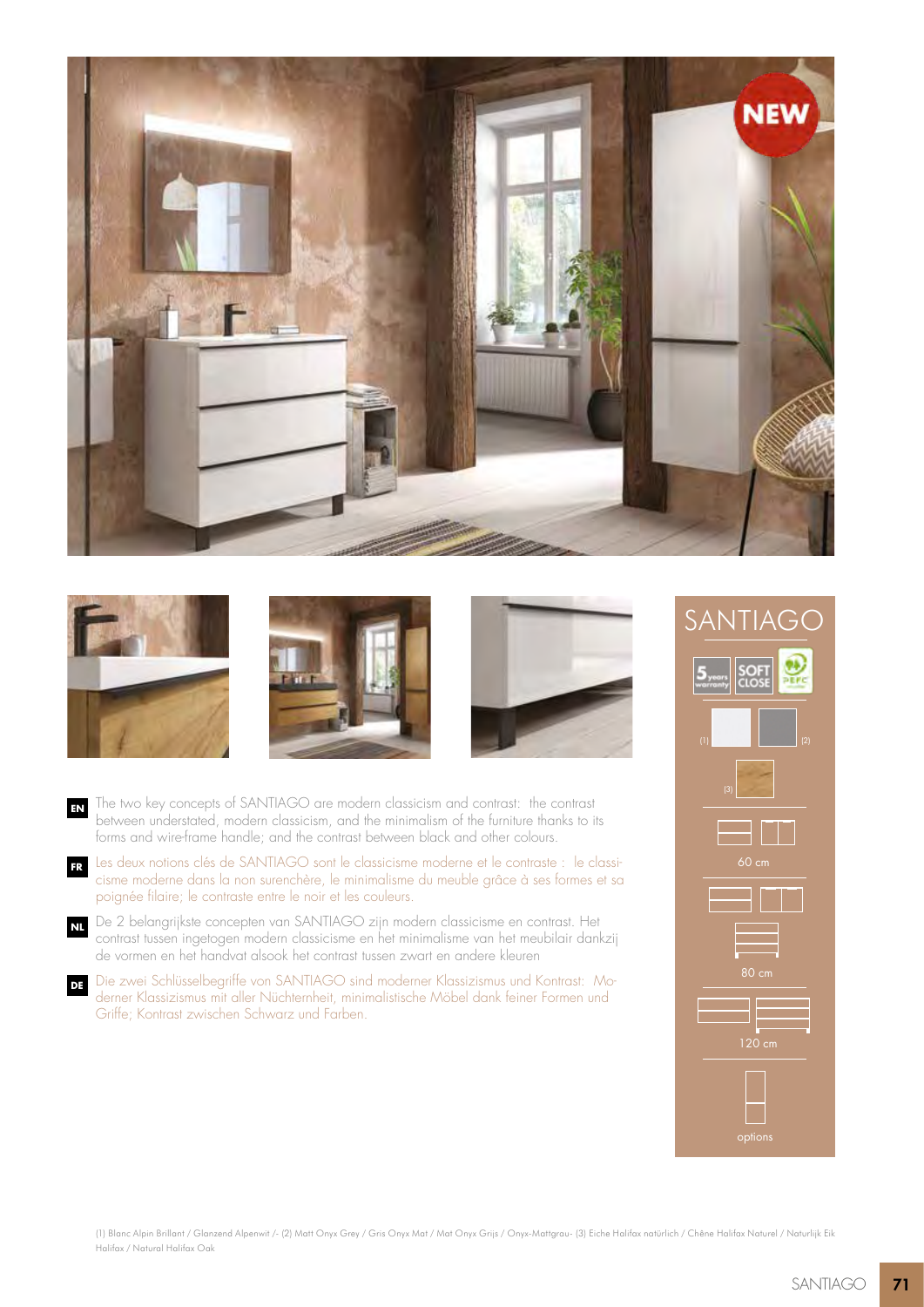# SANTIAGO

(1) (2)

(3)

60 cm

80 cm

120 cm

options

**EN** The two key concepts of SANTIAGO are modern classicism and contrast: the contrast between understated, modern classicism, and the minimalism of the furniture thanks to its forms and wire-frame handle; and the contrast between black and other colours.

**FR** Les deux notions clés de SANTIAGO sont le classicisme moderne et le contraste : le classicisme moderne dans la non surenchère, le minimalisme du meuble grâce à ses formes et sa poignée filaire; le contraste entre le noir et les couleurs.

**NL** De 2 belangrijkste concepten van SANTIAGO zijn modern classicisme en contrast. Het contrast tussen ingetogen modern classicisme en het minimalisme van het meubilair dankzij de vormen en het handvat alsook het contrast tussen zwart en andere kleuren

**DE** Die zwei Schlüsselbegriffe von SANTIAGO sind moderner Klassizismus und Kontrast: Moderner Klassizismus mit aller Nüchternheit, minimalistische Möbel dank feiner Formen und Griffe; Kontrast zwischen Schwarz und Farben.

(1) Blanc Alpin Brillant / Glanzend Alpenwit /- (2) Matt Onyx Grey / Gris Onyx Mat / Mat Onyx Grijs / Onyx-Mattgrau- (3) Eiche Halifax natürlich / Chêne Halifax Naturel / Naturlijk Eik Halifax / Natural Halifax Oak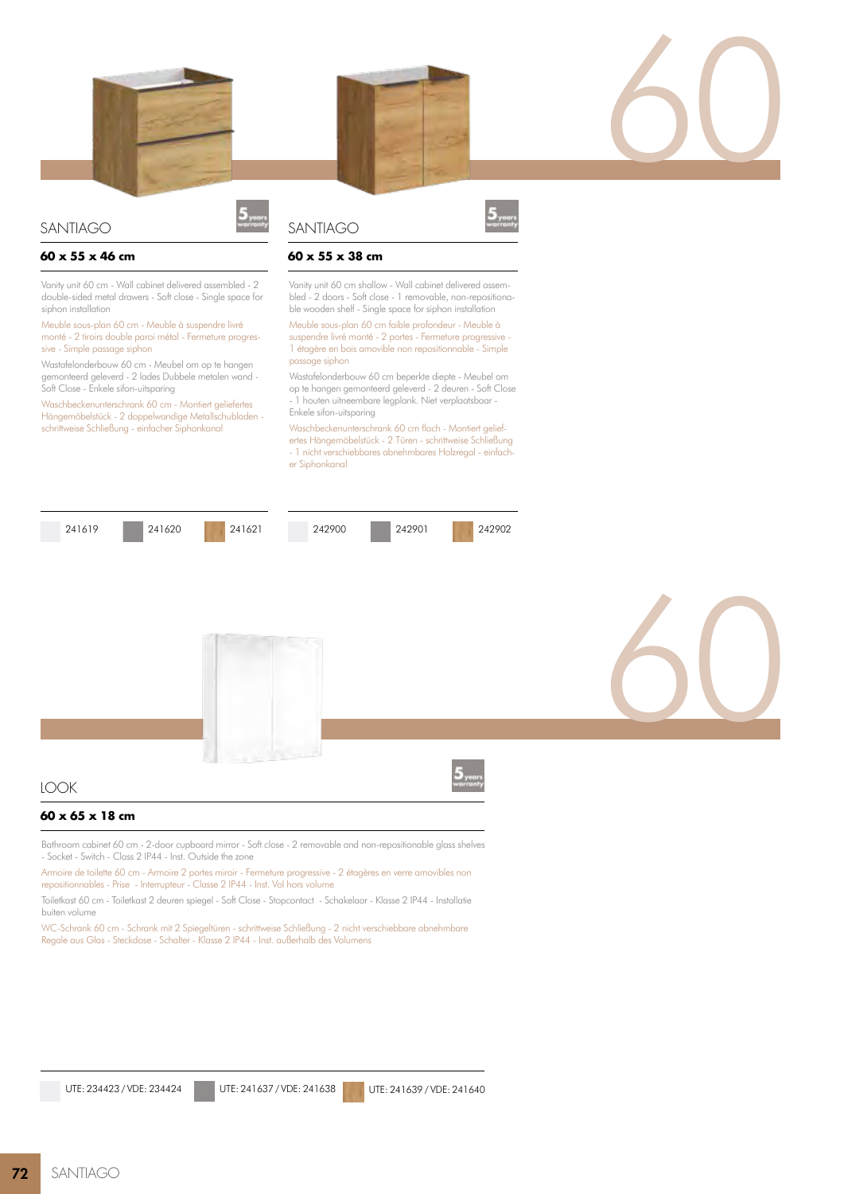60

## SANTIAGO

**60 x 55 x 46 cm**

Vanity unit 60 cm - Wall cabinet delivered assembled - 2 double-sided metal drawers - Soft close - Single space for siphon installation

Meuble sous-plan 60 cm - Meuble à suspendre livré monté - 2 tiroirs double paroi métal - Fermeture progressive - Simple passage siphon

Wastafelonderbouw 60 cm - Meubel om op te hangen gemonteerd geleverd - 2 lades Dubbele metalen wand - Soft Close - Enkele sifon-uitsparing

Waschbeckenunterschrank 60 cm - Montiert geliefertes Hängemöbelstück - 2 doppelwandige Metallschubladen - schrittweise Schließung - einfacher Siphonkanal

241619 | 241620 | 241621

## SANTIAGO

**60 x 55 x 38 cm**

Vanity unit 60 cm shallow - Wall cabinet delivered assembled - 2 doors - Soft close - 1 removable, non-repositionable wooden shelf - Single space for siphon installation

Meuble sous-plan 60 cm faible profondeur - Meuble à suspendre livré monté - 2 portes - Fermeture progressive - 1 étagère en bois amovible non repositionnable - Simple passage siphon

Wastafelonderbouw 60 cm beperkte diepte - Meubel om op te hangen gemonteerd geleverd - 2 deuren - Soft Close - 1 houten uitneembare legplank. Niet verplaatsbaar - Enkele sifon-uitsparing

Waschbeckenunterschrank 60 cm flach - Montiert geliefertes Hängemöbelstück - 2 Türen - schrittweise Schließung - 1 nicht verschiebbares abnehmbares Holzregal - einfacher Siphonkanal

242900 | 242901 | 242902

60

## LOOK

**60 x 65 x 18 cm**

Bathroom cabinet 60 cm - 2-door cupboard mirror - Soft close - 2 removable and non-repositionable glass shelves - Socket - Switch - Class 2 IP44 - Inst. Outside the zone

Armoire de toilette 60 cm - Armoire 2 portes miroir - Fermeture progressive - 2 étagères en verre amovibles non repositionnables - Prise - Interrupteur - Classe 2 IP44 - Inst. Vol hors volume

Toiletkast 60 cm - Toiletkast 2 deuren spiegel - Soft Close - Stopcontact - Schakelaar - Klasse 2 IP44 - Installatie buiten volume

WC-Schrank 60 cm - Schrank mit 2 Spiegeltüren - schrittweise Schließung - 2 nicht verschiebbare abnehmbare Regale aus Glas - Steckdose - Schalter - Klasse 2 IP44 - Inst. außerhalb des Volumens

UTE: 234423 / VDE: 234424 | UTE: 241637 / VDE: 241638 | UTE: 241639 / VDE: 241640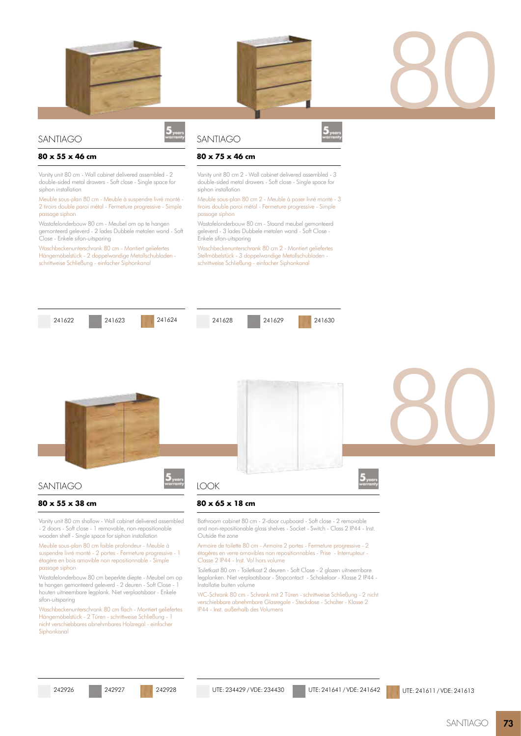80

## SANTIAGO

5 years warranty

**80 x 55 x 46 cm**

Vanity unit 80 cm - Wall cabinet delivered assembled - 2 double-sided metal drawers - Soft close - Single space for siphon installation

Meuble sous-plan 80 cm - Meuble à suspendre livré monté - 2 tiroirs double paroi métal - Fermeture progressive - Simple passage siphon

Wastafelonderbouw 80 cm - Meubel om op te hangen gemonteerd geleverd - 2 lades Dubbele metalen wand - Soft Close - Enkele sifon-uitsparing

Waschbeckenunterschrank 80 cm - Montiert geliefertes Hängemöbelstück - 2 doppelwandige Metallschubladen - schrittweise Schließung - einfacher Siphonkanal

241622 | 241623 | 241624

## SANTIAGO

5 years warranty

**80 x 75 x 46 cm**

Vanity unit 80 cm 2 - Wall cabinet delivered assembled - 3 double-sided metal drawers - Soft close - Single space for siphon installation

Meuble sous-plan 80 cm 2 - Meuble à poser livré monté - 3 tiroirs double paroi métal - Fermeture progressive - Simple passage siphon

Wastafelonderbouw 80 cm 2 - Staand meubel gemonteerd geleverd - 3 lades Dubbele metalen wand - Soft Close - Enkele sifon-uitsparing

Waschbeckenunterschrank 80 cm 2 - Montiert geliefertes Stellmöbelstück - 3 doppelwandige Metallschubladen - schrittweise Schließung - einfacher Siphonkanal

241628 | 241629 | 241630

80

## SANTIAGO

5 years warranty

**80 x 55 x 38 cm**

Vanity unit 80 cm shallow - Wall cabinet delivered assembled - 2 doors - Soft close - 1 removable, non-repositionable wooden shelf - Single space for siphon installation

Meuble sous-plan 80 cm faible profondeur - Meuble à suspendre livré monté - 2 portes - Fermeture progressive - 1 étagère en bois amovible non repositionnable - Simple passage siphon

Wastafelonderbouw 80 cm beperkte diepte - Meubel om op te hangen gemonteerd geleverd - 2 deuren - Soft Close - 1 houten uitneembare legplank. Niet verplaatsbaar - Enkele sifon-uitsparing

Waschbeckenunterschrank 80 cm flach - Montiert geliefertes Hängemöbelstück - 2 Türen - schrittweise Schließung - 1 nicht verschiebbares abnehmbares Holzregal - einfacher Siphonkanal

242926 | 242927 | 242928

## LOOK

5 years warranty

**80 x 65 x 18 cm**

Bathroom cabinet 80 cm - 2-door cupboard - Soft close - 2 removable and non-repositionable glass shelves - Socket - Switch - Class 2 IP44 - Inst. Outside the zone

Armoire de toilette 80 cm - Armoire 2 portes - Fermeture progressive - 2 étagères en verre amovibles non repositionnables - Prise - Interrupteur - Classe 2 IP44 - Inst. Vol hors volume

Toiletkast 80 cm - Toiletkast 2 deuren - Soft Close - 2 glazen uitneembare legplanken. Niet verplaatsbaar - Stopcontact - Schakelaar - Klasse 2 IP44 - Installatie buiten volume

WC-Schrank 80 cm - Schrank mit 2 Türen - schrittweise Schließung - 2 nicht verschiebbare abnehmbare Glasregale - Steckdose - Schalter - Klasse 2 IP44 - Inst. außerhalb des Volumens

UTE: 234429 / VDE: 234430 | UTE: 241641 / VDE: 241642 | UTE: 241611 / VDE: 241613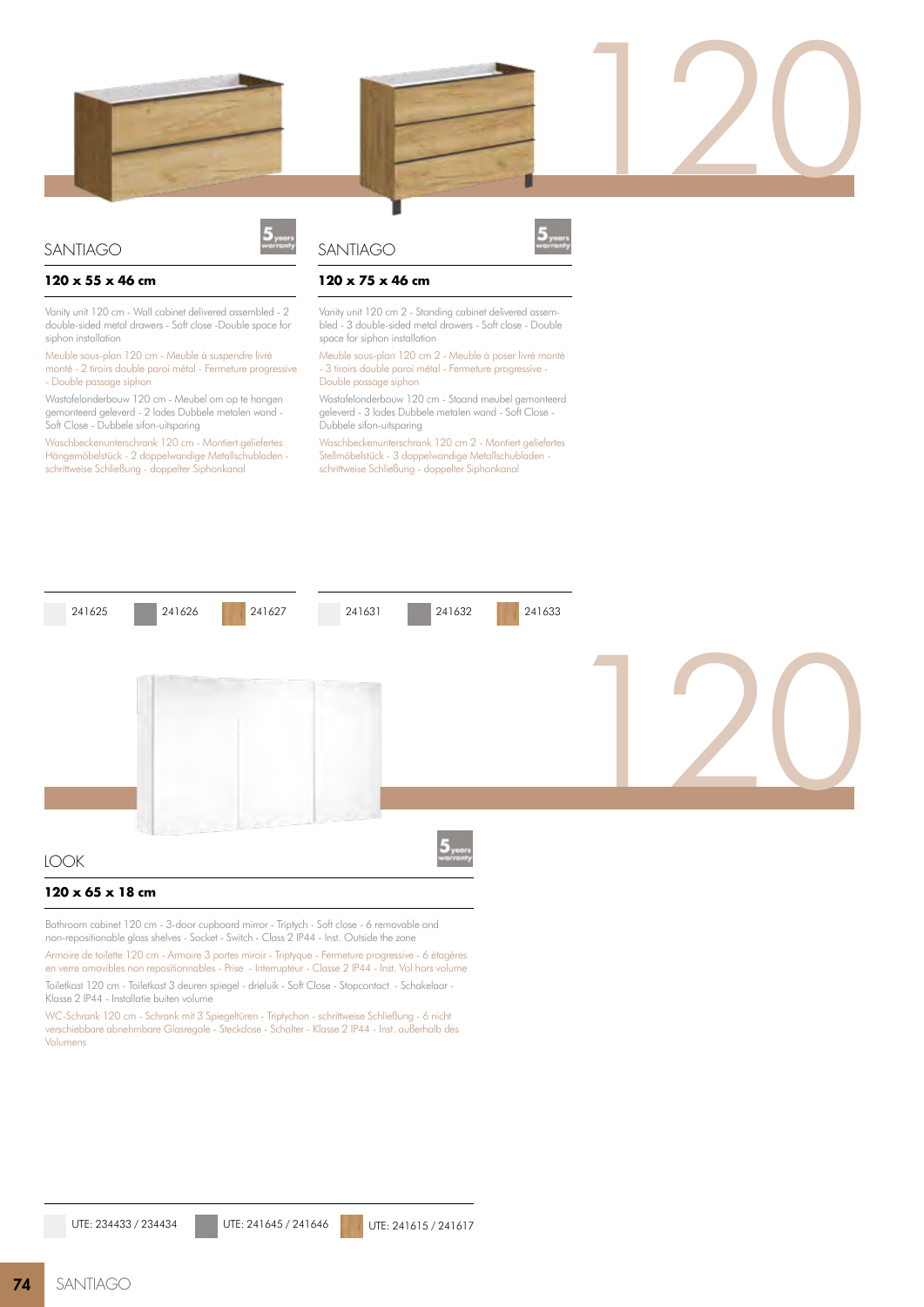120

## SANTIAGO

**120 x 55 x 46 cm**

Vanity unit 120 cm - Wall cabinet delivered assembled - 2 double-sided metal drawers - Soft close -Double space for siphon installation

Meuble sous-plan 120 cm - Meuble à suspendre livré monté - 2 tiroirs double paroi métal - Fermeture progressive - Double passage siphon

Wastafelonderbouw 120 cm - Meubel om op te hangen gemonteerd geleverd - 2 lades Dubbele metalen wand - Soft Close - Dubbele sifon-uitsparing

Waschbeckenunterschrank 120 cm - Montiert geliefertes Hängemöbelstück - 2 doppelwandige Metallschubladen - schrittweise Schließung - doppelter Siphonkanal

241625 | 241626 | 241627

## SANTIAGO

**120 x 75 x 46 cm**

Vanity unit 120 cm 2 - Standing cabinet delivered assembled - 3 double-sided metal drawers - Soft close - Double space for siphon installation

Meuble sous-plan 120 cm 2 - Meuble à poser livré monté - 3 tiroirs double paroi métal - Fermeture progressive - Double passage siphon

Wastafelonderbouw 120 cm 2 - Staand meubel gemonteerd geleverd - 3 lades Dubbele metalen wand - Soft Close - Dubbele sifon-uitsparing

Waschbeckenunterschrank 120 cm 2 - Montiert geliefertes Stellmöbelstück - 3 doppelwandige Metallschubladen - schrittweise Schließung - doppelter Siphonkanal

241631 | 241632 | 241633

120

## LOOK

**120 x 65 x 18 cm**

Bathroom cabinet 120 cm - 3-door cupboard mirror - Triptych - Soft close - 6 removable and non-repositionable glass shelves - Socket - Switch - Class 2 IP44 - Inst. Outside the zone

Armoire de toilette 120 cm - Armoire 3 portes miroir - Triptyque - Fermeture progressive - 6 étagères en verre amovibles non repositionnables - Prise - Interrupteur - Classe 2 IP44 - Inst. Vol hors volume

Toiletkast 120 cm - Toiletkast 3 deuren spiegel - drieluik - Soft Close - Stopcontact - Schakelaar - Klasse 2 IP44 - Installatie buiten volume

WC-Schrank 120 cm - Schrank mit 3 Spiegeltüren - Triptychon - schrittweise Schließung - 6 nicht verschiebbare abnehmbare Glasregale - Steckdose - Schalter - Klasse 2 IP44 - Inst. außerhalb des Volumens

UTE: 234433 / 234434 | UTE: 241645 / 241646 | UTE: 241615 / 241617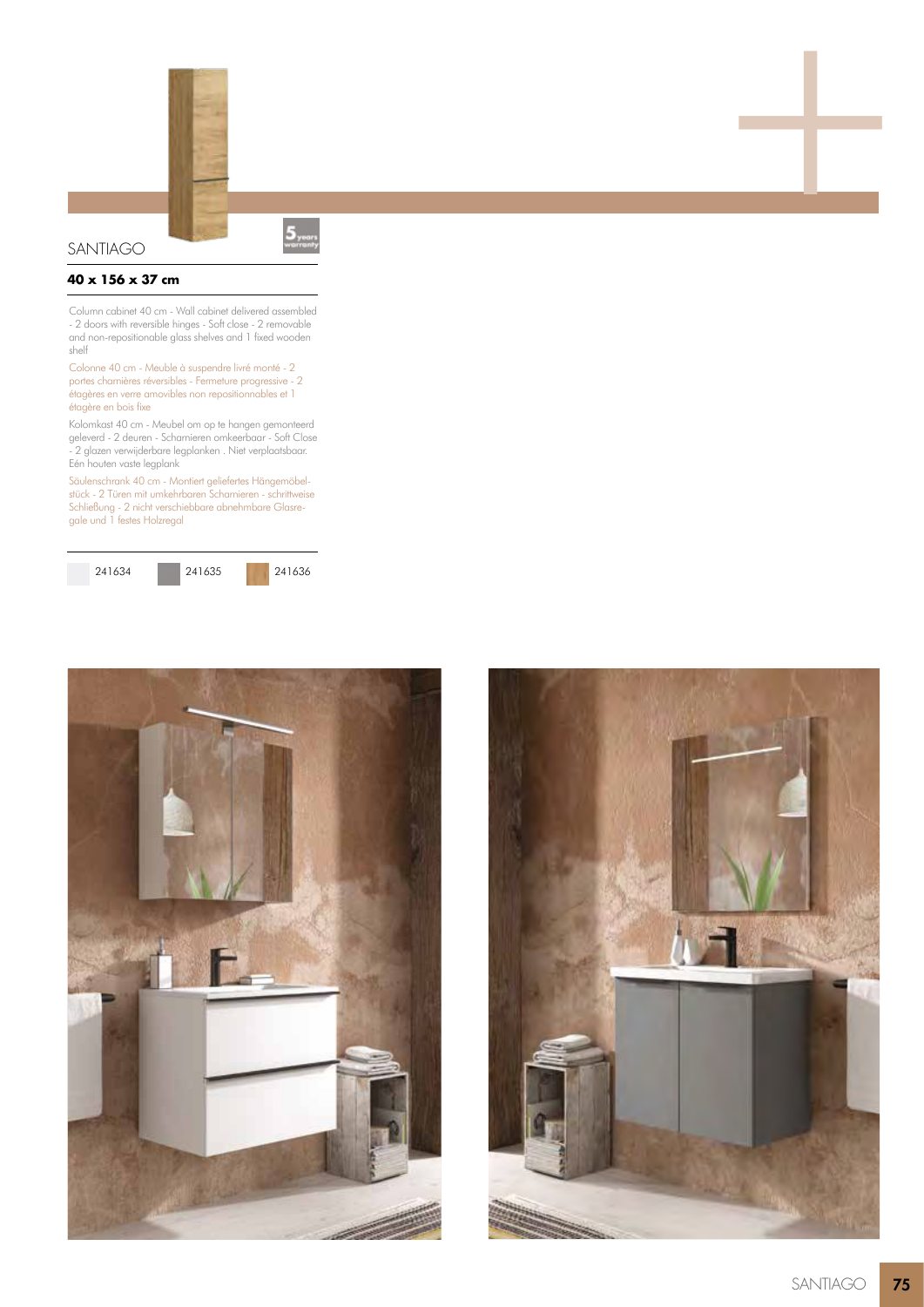## SANTIAGO

5 years warranty

**40 x 156 x 37 cm**

Column cabinet 40 cm - Wall cabinet delivered assembled - 2 doors with reversible hinges - Soft close - 2 removable and non-repositionable glass shelves and 1 fixed wooden shelf

Colonne 40 cm - Meuble à suspendre livré monté - 2 portes charnières réversibles - Fermeture progressive - 2 étagères en verre amovibles non repositionnables et 1 étagère en bois fixe

Kolomkast 40 cm - Meubel om op te hangen gemonteerd geleverd - 2 deuren - Scharnieren omkeerbaar - Soft Close - 2 glazen verwijderbare legplanken . Niet verplaatsbaar. Eén houten vaste legplank

Säulenschrank 40 cm - Montiert geliefertes Hängemöbelstück - 2 Türen mit umkehrbaren Scharnieren - schrittweise Schließung - 2 nicht verschiebbare abnehmbare Glasregale und 1 festes Holzregal

241634 241635 241636